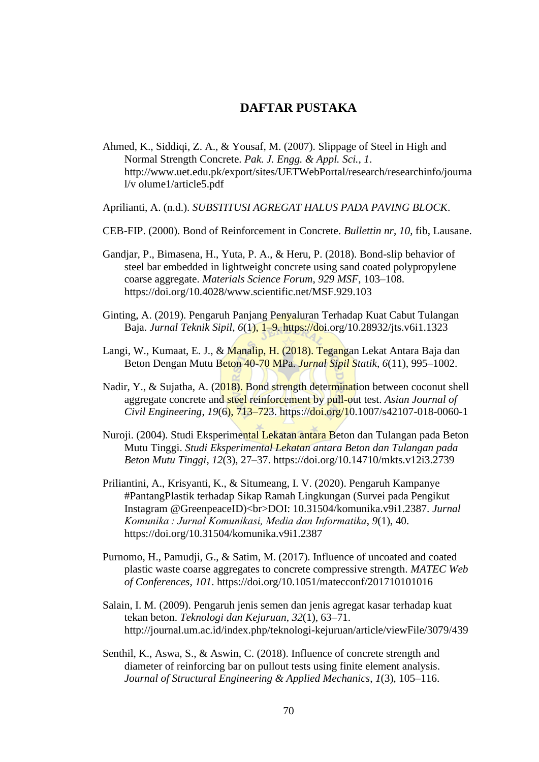# DAFTAR PUSTAKA

Ahmed, K., Siddiqi, Z. A., & Yousaf, M. (2007). Slippage of Steel in High and Normal Strength Concrete. *Pak. J. Engg. & Appl. Sci.*, *1*. http://www.uet.edu.pk/export/sites/UETWebPortal/research/researchinfo/journal/v olume1/article5.pdf

Aprilianti, A. (n.d.). *SUBSTITUSI AGREGAT HALUS PADA PAVING BLOCK*.

CEB-FIP. (2000). Bond of Reinforcement in Concrete. *Bullettin nr*, *10*, fib, Lausane.

Gandjar, P., Bimasena, H., Yuta, P. A., & Heru, P. (2018). Bond-slip behavior of steel bar embedded in lightweight concrete using sand coated polypropylene coarse aggregate. *Materials Science Forum*, *929 MSF*, 103–108. https://doi.org/10.4028/www.scientific.net/MSF.929.103

Ginting, A. (2019). Pengaruh Panjang Penyaluran Terhadap Kuat Cabut Tulangan Baja. *Jurnal Teknik Sipil*, *6*(1), 1–9. https://doi.org/10.28932/jts.v6i1.1323

Langi, W., Kumaat, E. J., & Manalip, H. (2018). Tegangan Lekat Antara Baja dan Beton Dengan Mutu Beton 40-70 MPa. *Jurnal Sipil Statik*, *6*(11), 995–1002.

Nadir, Y., & Sujatha, A. (2018). Bond strength determination between coconut shell aggregate concrete and steel reinforcement by pull-out test. *Asian Journal of Civil Engineering*, *19*(6), 713–723. https://doi.org/10.1007/s42107-018-0060-1

Nuroji. (2004). Studi Eksperimental Lekatan antara Beton dan Tulangan pada Beton Mutu Tinggi. *Studi Eksperimental Lekatan antara Beton dan Tulangan pada Beton Mutu Tinggi*, *12*(3), 27–37. https://doi.org/10.14710/mkts.v12i3.2739

Priliantini, A., Krisyanti, K., & Situmeang, I. V. (2020). Pengaruh Kampanye #PantangPlastik terhadap Sikap Ramah Lingkungan (Survei pada Pengikut Instagram @GreenpeaceID)<br>DOI: 10.31504/komunika.v9i1.2387. *Jurnal Komunika : Jurnal Komunikasi, Media dan Informatika*, *9*(1), 40. https://doi.org/10.31504/komunika.v9i1.2387

Purnomo, H., Pamudji, G., & Satim, M. (2017). Influence of uncoated and coated plastic waste coarse aggregates to concrete compressive strength. *MATEC Web of Conferences*, *101*. https://doi.org/10.1051/matecconf/201710101016

Salain, I. M. (2009). Pengaruh jenis semen dan jenis agregat kasar terhadap kuat tekan beton. *Teknologi dan Kejuruan*, *32*(1), 63–71. http://journal.um.ac.id/index.php/teknologi-kejuruan/article/viewFile/3079/439

Senthil, K., Aswa, S., & Aswin, C. (2018). Influence of concrete strength and diameter of reinforcing bar on pullout tests using finite element analysis. *Journal of Structural Engineering & Applied Mechanics*, *1*(3), 105–116.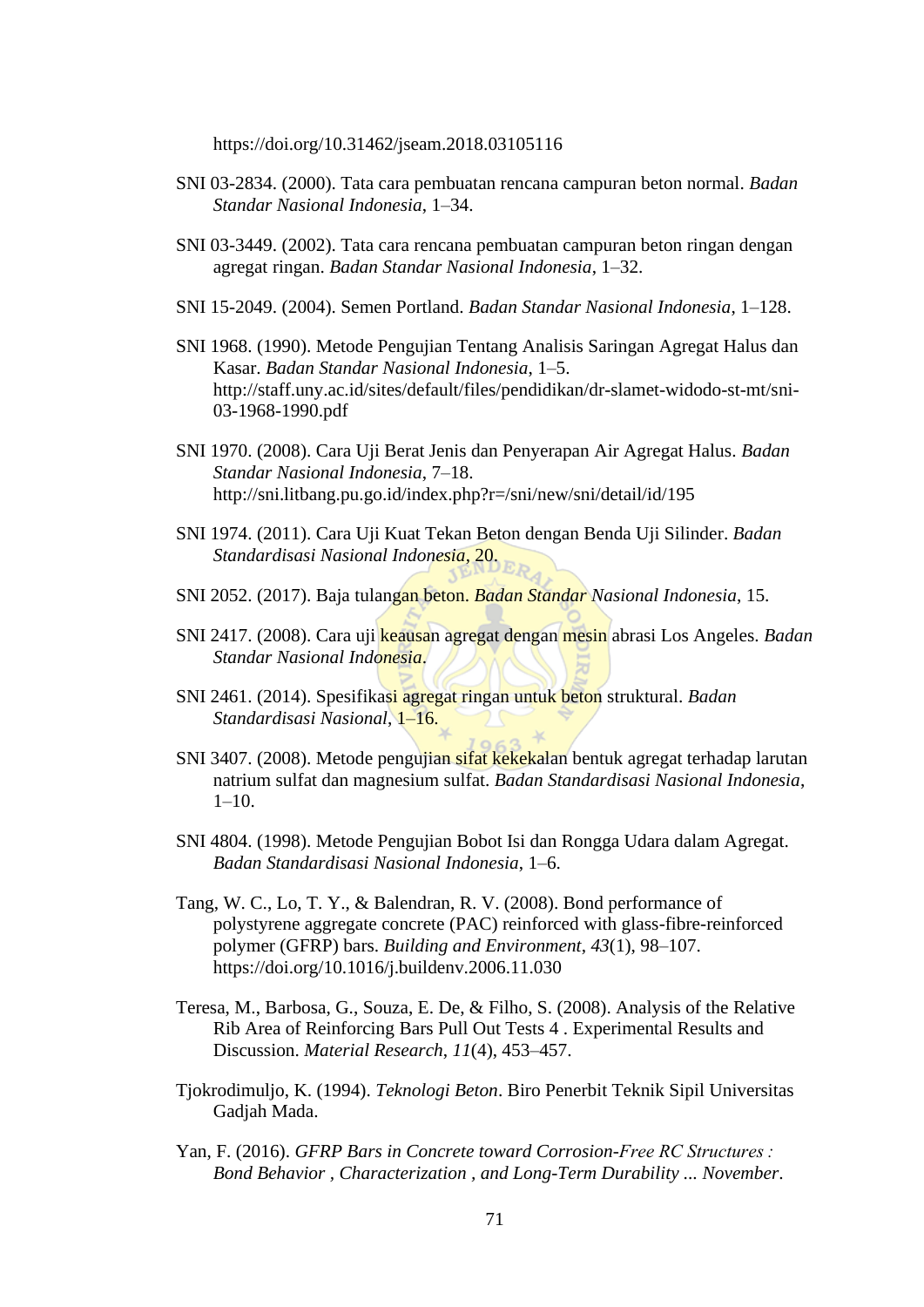https://doi.org/10.31462/jseam.2018.03105116

SNI 03-2834. (2000). Tata cara pembuatan rencana campuran beton normal. *Badan Standar Nasional Indonesia*, 1–34.

SNI 03-3449. (2002). Tata cara rencana pembuatan campuran beton ringan dengan agregat ringan. *Badan Standar Nasional Indonesia*, 1–32.

SNI 15-2049. (2004). Semen Portland. *Badan Standar Nasional Indonesia*, 1–128.

SNI 1968. (1990). Metode Pengujian Tentang Analisis Saringan Agregat Halus dan Kasar. *Badan Standar Nasional Indonesia*, 1–5. http://staff.uny.ac.id/sites/default/files/pendidikan/dr-slamet-widodo-st-mt/sni-03-1968-1990.pdf

SNI 1970. (2008). Cara Uji Berat Jenis dan Penyerapan Air Agregat Halus. *Badan Standar Nasional Indonesia*, 7–18. http://sni.litbang.pu.go.id/index.php?r=/sni/new/sni/detail/id/195

SNI 1974. (2011). Cara Uji Kuat Tekan Beton dengan Benda Uji Silinder. *Badan Standardisasi Nasional Indonesia*, 20.

SNI 2052. (2017). Baja tulangan beton. *Badan Standar Nasional Indonesia*, 15.

SNI 2417. (2008). Cara uji keausan agregat dengan mesin abrasi Los Angeles. *Badan Standar Nasional Indonesia*.

SNI 2461. (2014). Spesifikasi agregat ringan untuk beton struktural. *Badan Standardisasi Nasional*, 1–16.

SNI 3407. (2008). Metode pengujian sifat kekekalan bentuk agregat terhadap larutan natrium sulfat dan magnesium sulfat. *Badan Standardisasi Nasional Indonesia*, 1–10.

SNI 4804. (1998). Metode Pengujian Bobot Isi dan Rongga Udara dalam Agregat. *Badan Standardisasi Nasional Indonesia*, 1–6.

Tang, W. C., Lo, T. Y., & Balendran, R. V. (2008). Bond performance of polystyrene aggregate concrete (PAC) reinforced with glass-fibre-reinforced polymer (GFRP) bars. *Building and Environment*, *43*(1), 98–107. https://doi.org/10.1016/j.buildenv.2006.11.030

Teresa, M., Barbosa, G., Souza, E. De, & Filho, S. (2008). Analysis of the Relative Rib Area of Reinforcing Bars Pull Out Tests 4 . Experimental Results and Discussion. *Material Research*, *11*(4), 453–457.

Tjokrodimuljo, K. (1994). *Teknologi Beton*. Biro Penerbit Teknik Sipil Universitas Gadjah Mada.

Yan, F. (2016). *GFRP Bars in Concrete toward Corrosion-Free RC Structures : Bond Behavior , Characterization , and Long-Term Durability ... November*.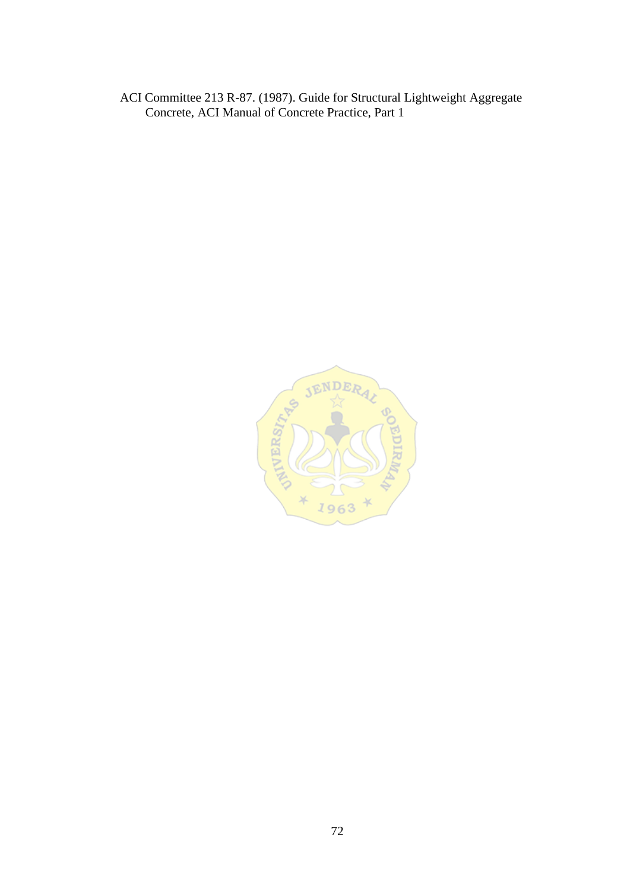ACI Committee 213 R-87. (1987). Guide for Structural Lightweight Aggregate Concrete, ACI Manual of Concrete Practice, Part 1